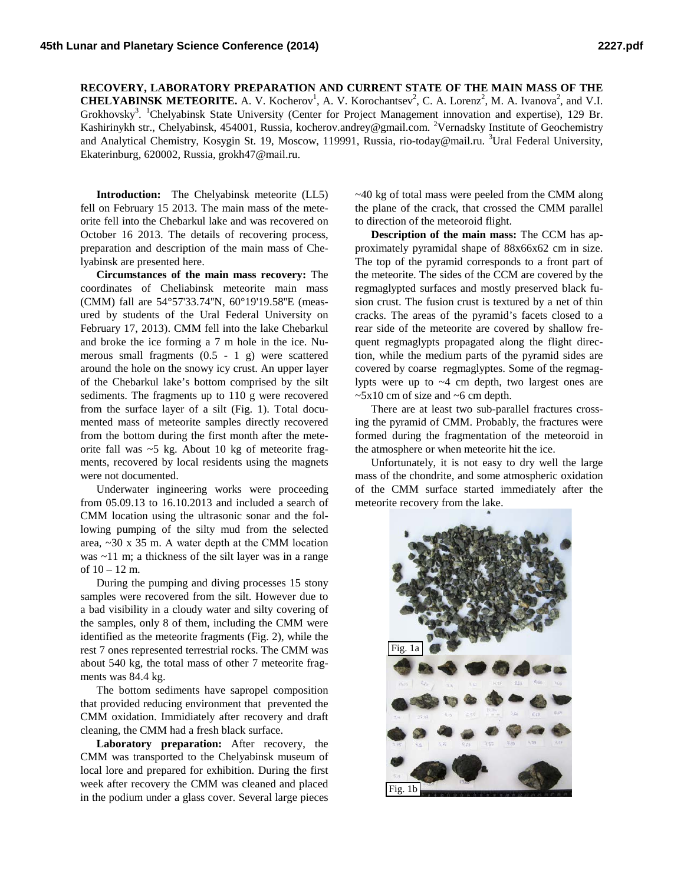**RECOVERY, LABORATORY PREPARATION AND CURRENT STATE OF THE MAIN MASS OF THE CHELYABINSK METEORITE.** A. V. Kocherov[1], A. V. Korochantsev[2], C. A. Lorenz[2], M. A. Ivanova[2], and V.I. Grokhovsky[3]. [1]Chelyabinsk State University (Center for Project Management innovation and expertise), 129 Br. Kashirinykh str., Chelyabinsk, 454001, Russia, kocherov.andrey@gmail.com. [2]Vernadsky Institute of Geochemistry and Analytical Chemistry, Kosygin St. 19, Moscow, 119991, Russia, rio-today@mail.ru. [3]Ural Federal University, Ekaterinburg, 620002, Russia, grokh47@mail.ru.

**Introduction:** The Chelyabinsk meteorite (LL5) fell on February 15 2013. The main mass of the meteorite fell into the Chebarkul lake and was recovered on October 16 2013. The details of recovering process, preparation and description of the main mass of Chelyabinsk are presented here.

**Circumstances of the main mass recovery:** The coordinates of Cheliabinsk meteorite main mass (CMM) fall are 54°57'33.74"N, 60°19'19.58"E (measured by students of the Ural Federal University on February 17, 2013). CMM fell into the lake Chebarkul and broke the ice forming a 7 m hole in the ice. Numerous small fragments (0.5 - 1 g) were scattered around the hole on the snowy icy crust. An upper layer of the Chebarkul lake's bottom comprised by the silt sediments. The fragments up to 110 g were recovered from the surface layer of a silt (Fig. 1). Total documented mass of meteorite samples directly recovered from the bottom during the first month after the meteorite fall was ~5 kg. About 10 kg of meteorite fragments, recovered by local residents using the magnets were not documented.

Underwater ingineering works were proceeding from 05.09.13 to 16.10.2013 and included a search of CMM location using the ultrasonic sonar and the following pumping of the silty mud from the selected area, ~30 x 35 m. A water depth at the CMM location was ~11 m; a thickness of the silt layer was in a range of 10 – 12 m.

During the pumping and diving processes 15 stony samples were recovered from the silt. However due to a bad visibility in a cloudy water and silty covering of the samples, only 8 of them, including the CMM were identified as the meteorite fragments (Fig. 2), while the rest 7 ones represented terrestrial rocks. The CMM was about 540 kg, the total mass of other 7 meteorite fragments was 84.4 kg.

The bottom sediments have sapropel composition that provided reducing environment that prevented the CMM oxidation. Immidiately after recovery and draft cleaning, the CMM had a fresh black surface.

**Laboratory preparation:** After recovery, the CMM was transported to the Chelyabinsk museum of local lore and prepared for exhibition. During the first week after recovery the CMM was cleaned and placed in the podium under a glass cover. Several large pieces ~40 kg of total mass were peeled from the CMM along the plane of the crack, that crossed the CMM parallel to direction of the meteoroid flight.

**Description of the main mass:** The CCM has approximately pyramidal shape of 88x66x62 cm in size. The top of the pyramid corresponds to a front part of the meteorite. The sides of the CCM are covered by the regmaglypted surfaces and mostly preserved black fusion crust. The fusion crust is textured by a net of thin cracks. The areas of the pyramid's facets closed to a rear side of the meteorite are covered by shallow frequent regmaglypts propagated along the flight direction, while the medium parts of the pyramid sides are covered by coarse regmaglyptes. Some of the regmaglypts were up to ~4 cm depth, two largest ones are ~5x10 cm of size and ~6 cm depth.

There are at least two sub-parallel fractures crossing the pyramid of CMM. Probably, the fractures were formed during the fragmentation of the meteoroid in the atmosphere or when meteorite hit the ice.

Unfortunately, it is not easy to dry well the large mass of the chondrite, and some atmospheric oxidation of the CMM surface started immediately after the meteorite recovery from the lake.

Fig. 1a

Fig. 1b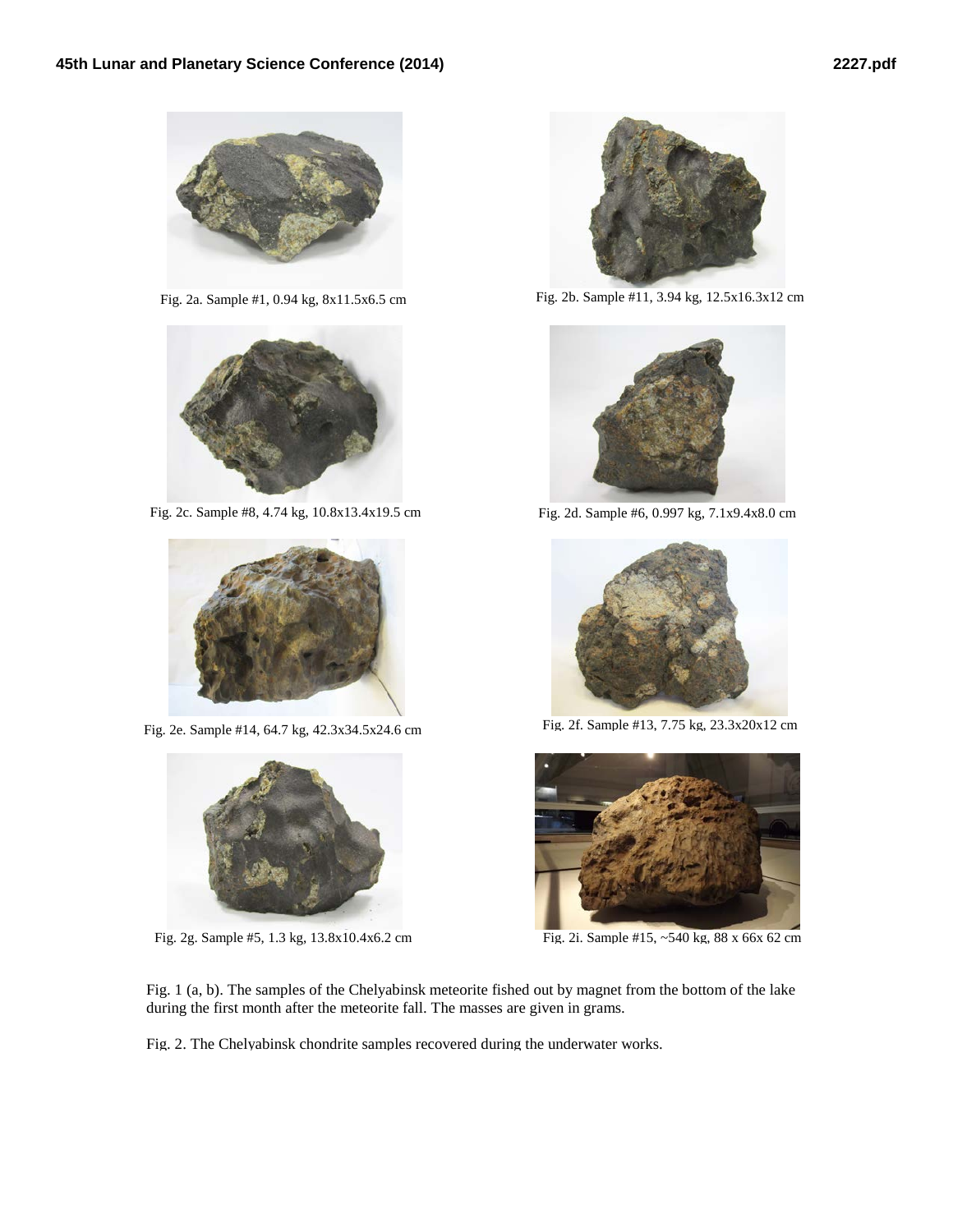Fig. 2a. Sample #1, 0.94 kg, 8x11.5x6.5 cm

Fig. 2b. Sample #11, 3.94 kg, 12.5x16.3x12 cm

Fig. 2c. Sample #8, 4.74 kg, 10.8x13.4x19.5 cm

Fig. 2d. Sample #6, 0.997 kg, 7.1x9.4x8.0 cm

Fig. 2e. Sample #14, 64.7 kg, 42.3x34.5x24.6 cm

Fig. 2f. Sample #13, 7.75 kg, 23.3x20x12 cm

Fig. 2g. Sample #5, 1.3 kg, 13.8x10.4x6.2 cm

Fig. 2i. Sample #15, ~540 kg, 88 x 66x 62 cm

Fig. 1 (a, b). The samples of the Chelyabinsk meteorite fished out by magnet from the bottom of the lake during the first month after the meteorite fall. The masses are given in grams.

Fig. 2. The Chelyabinsk chondrite samples recovered during the underwater works.